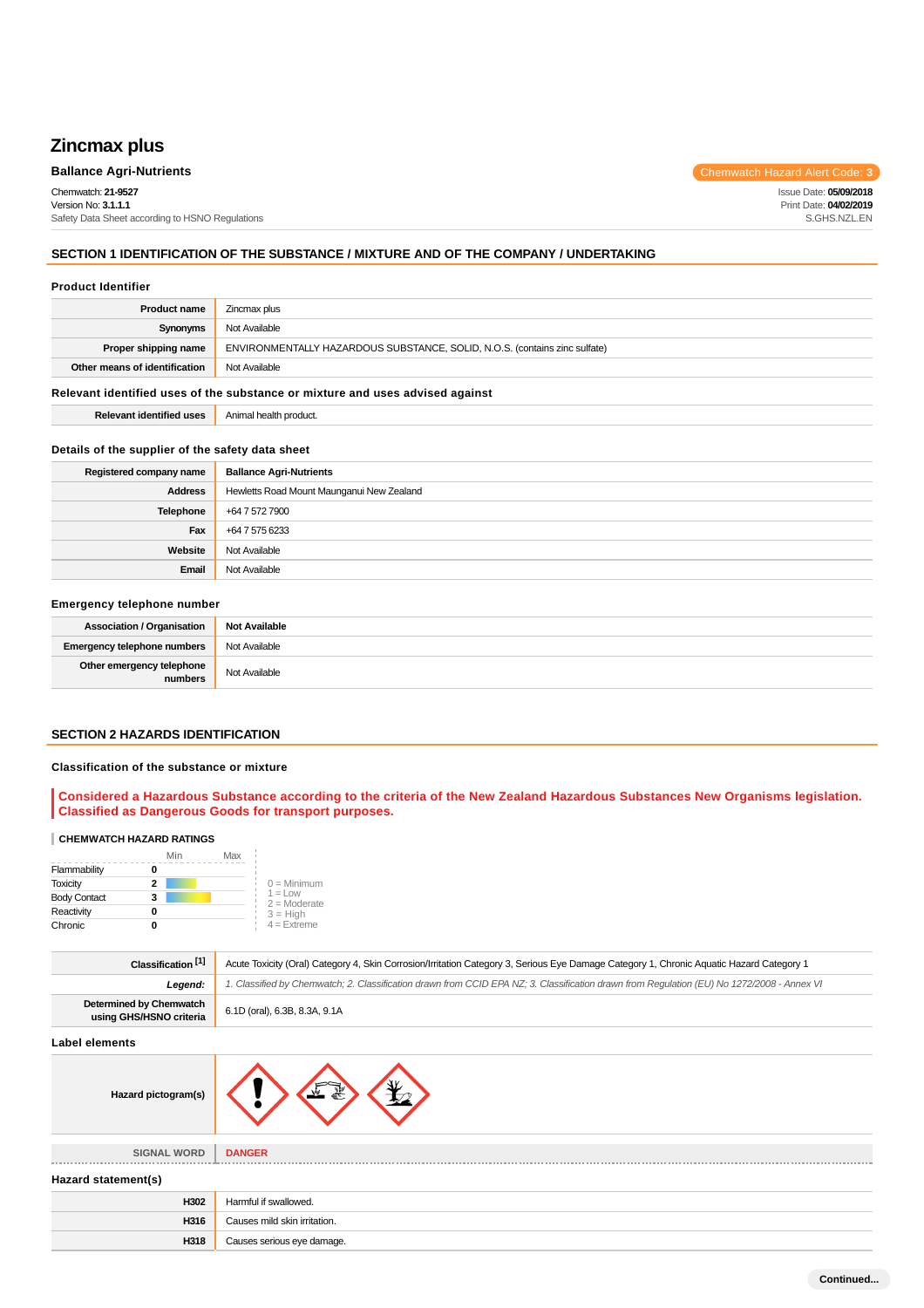# Zincmax plus

**Ballance Agri-Nutrients**

Chemwatch Hazard Alert Code: **3**

Chemwatch: **21-9527**
Version No: **3.1.1.1**
Safety Data Sheet according to HSNO Regulations

Issue Date: **05/09/2018**
Print Date: **04/02/2019**
S.GHS.NZL.EN

## SECTION 1 IDENTIFICATION OF THE SUBSTANCE / MIXTURE AND OF THE COMPANY / UNDERTAKING

### Product Identifier

| | |
|---|---|
| **Product name** | Zincmax plus |
| **Synonyms** | Not Available |
| **Proper shipping name** | ENVIRONMENTALLY HAZARDOUS SUBSTANCE, SOLID, N.O.S. (contains zinc sulfate) |
| **Other means of identification** | Not Available |

### Relevant identified uses of the substance or mixture and uses advised against

| | |
|---|---|
| **Relevant identified uses** | Animal health product. |

### Details of the supplier of the safety data sheet

| | |
|---|---|
| **Registered company name** | **Ballance Agri-Nutrients** |
| **Address** | Hewletts Road Mount Maunganui New Zealand |
| **Telephone** | +64 7 572 7900 |
| **Fax** | +64 7 575 6233 |
| **Website** | Not Available |
| **Email** | Not Available |

### Emergency telephone number

| | |
|---|---|
| **Association / Organisation** | **Not Available** |
| **Emergency telephone numbers** | Not Available |
| **Other emergency telephone numbers** | Not Available |

## SECTION 2 HAZARDS IDENTIFICATION

### Classification of the substance or mixture

**Considered a Hazardous Substance according to the criteria of the New Zealand Hazardous Substances New Organisms legislation. Classified as Dangerous Goods for transport purposes.**

**CHEMWATCH HAZARD RATINGS**

| | | Min | Max |
|---|---|---|---|
| Flammability | 0 | | |
| Toxicity | 2 | | |
| Body Contact | 3 | | |
| Reactivity | 0 | | |
| Chronic | 0 | | |

0 = Minimum
1 = Low
2 = Moderate
3 = High
4 = Extreme

| | |
|---|---|
| **Classification [1]** | Acute Toxicity (Oral) Category 4, Skin Corrosion/Irritation Category 3, Serious Eye Damage Category 1, Chronic Aquatic Hazard Category 1 |
| ***Legend:*** | *1. Classified by Chemwatch; 2. Classification drawn from CCID EPA NZ; 3. Classification drawn from Regulation (EU) No 1272/2008 - Annex VI* |
| **Determined by Chemwatch using GHS/HSNO criteria** | 6.1D (oral), 6.3B, 8.3A, 9.1A |

### Label elements

| | |
|---|---|
| **Hazard pictogram(s)** | |
| SIGNAL WORD | **DANGER** |

### Hazard statement(s)

| | |
|---|---|
| **H302** | Harmful if swallowed. |
| **H316** | Causes mild skin irritation. |
| **H318** | Causes serious eye damage. |

**Continued...**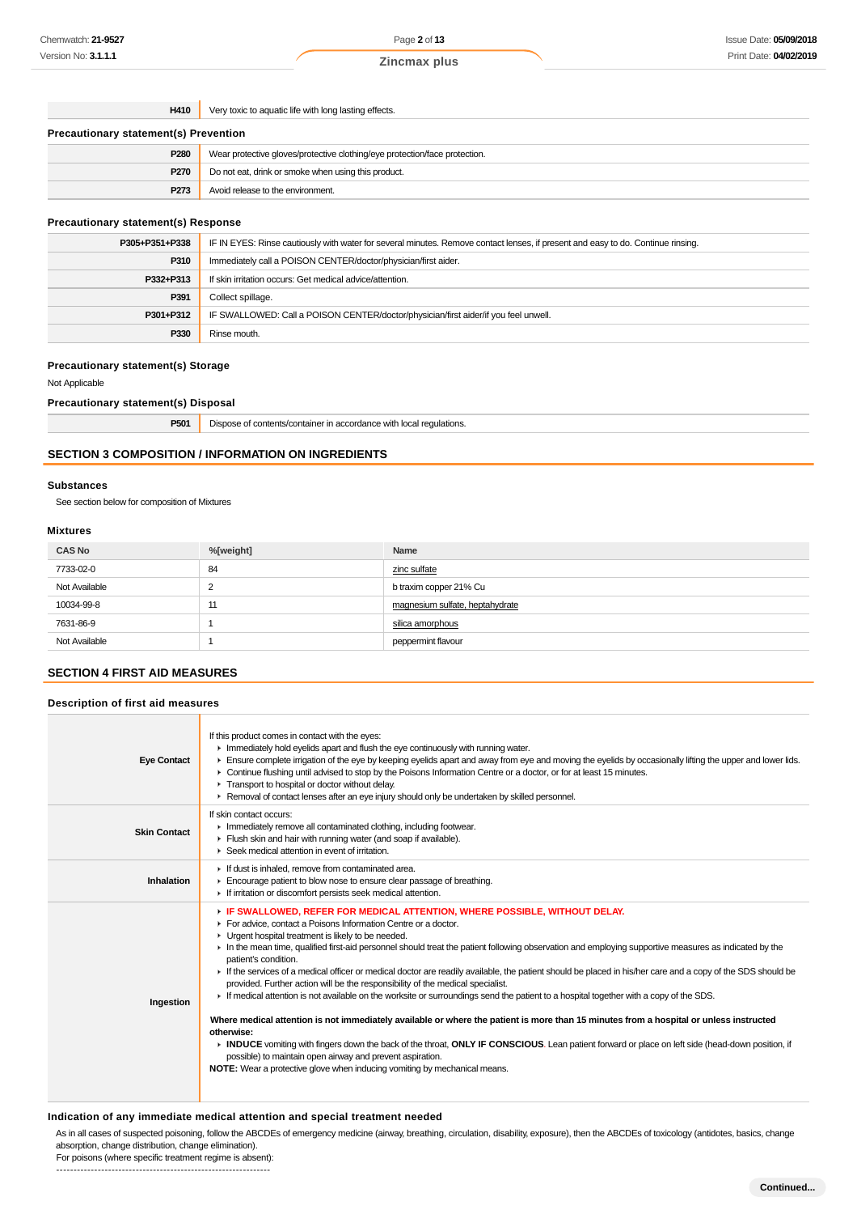| | |
|---|---|
| **H410** | Very toxic to aquatic life with long lasting effects. |

### Precautionary statement(s) Prevention

| | |
|---|---|
| **P280** | Wear protective gloves/protective clothing/eye protection/face protection. |
| **P270** | Do not eat, drink or smoke when using this product. |
| **P273** | Avoid release to the environment. |

### Precautionary statement(s) Response

| | |
|---|---|
| **P305+P351+P338** | IF IN EYES: Rinse cautiously with water for several minutes. Remove contact lenses, if present and easy to do. Continue rinsing. |
| **P310** | Immediately call a POISON CENTER/doctor/physician/first aider. |
| **P332+P313** | If skin irritation occurs: Get medical advice/attention. |
| **P391** | Collect spillage. |
| **P301+P312** | IF SWALLOWED: Call a POISON CENTER/doctor/physician/first aider/if you feel unwell. |
| **P330** | Rinse mouth. |

### Precautionary statement(s) Storage

Not Applicable

### Precautionary statement(s) Disposal

| | |
|---|---|
| **P501** | Dispose of contents/container in accordance with local regulations. |

## SECTION 3 COMPOSITION / INFORMATION ON INGREDIENTS

### Substances

See section below for composition of Mixtures

### Mixtures

| CAS No | %[weight] | Name |
|---|---|---|
| 7733-02-0 | 84 | zinc sulfate |
| Not Available | 2 | b traxim copper 21% Cu |
| 10034-99-8 | 11 | magnesium sulfate, heptahydrate |
| 7631-86-9 | 1 | silica amorphous |
| Not Available | 1 | peppermint flavour |

## SECTION 4 FIRST AID MEASURES

### Description of first aid measures

| | |
|---|---|
| **Eye Contact** | If this product comes in contact with the eyes:<br>▸ Immediately hold eyelids apart and flush the eye continuously with running water.<br>▸ Ensure complete irrigation of the eye by keeping eyelids apart and away from eye and moving the eyelids by occasionally lifting the upper and lower lids.<br>▸ Continue flushing until advised to stop by the Poisons Information Centre or a doctor, or for at least 15 minutes.<br>▸ Transport to hospital or doctor without delay.<br>▸ Removal of contact lenses after an eye injury should only be undertaken by skilled personnel. |
| **Skin Contact** | If skin contact occurs:<br>▸ Immediately remove all contaminated clothing, including footwear.<br>▸ Flush skin and hair with running water (and soap if available).<br>▸ Seek medical attention in event of irritation. |
| **Inhalation** | ▸ If dust is inhaled, remove from contaminated area.<br>▸ Encourage patient to blow nose to ensure clear passage of breathing.<br>▸ If irritation or discomfort persists seek medical attention. |
| **Ingestion** | ▸ **IF SWALLOWED, REFER FOR MEDICAL ATTENTION, WHERE POSSIBLE, WITHOUT DELAY.**<br>▸ For advice, contact a Poisons Information Centre or a doctor.<br>▸ Urgent hospital treatment is likely to be needed.<br>▸ In the mean time, qualified first-aid personnel should treat the patient following observation and employing supportive measures as indicated by the patient's condition.<br>▸ If the services of a medical officer or medical doctor are readily available, the patient should be placed in his/her care and a copy of the SDS should be provided. Further action will be the responsibility of the medical specialist.<br>▸ If medical attention is not available on the worksite or surroundings send the patient to a hospital together with a copy of the SDS.<br><br>**Where medical attention is not immediately available or where the patient is more than 15 minutes from a hospital or unless instructed otherwise:**<br>▸ **INDUCE** vomiting with fingers down the back of the throat, **ONLY IF CONSCIOUS**. Lean patient forward or place on left side (head-down position, if possible) to maintain open airway and prevent aspiration.<br>**NOTE:** Wear a protective glove when inducing vomiting by mechanical means. |

### Indication of any immediate medical attention and special treatment needed

As in all cases of suspected poisoning, follow the ABCDEs of emergency medicine (airway, breathing, circulation, disability, exposure), then the ABCDEs of toxicology (antidotes, basics, change absorption, change distribution, change elimination).

For poisons (where specific treatment regime is absent):

--------------------------------------------------------------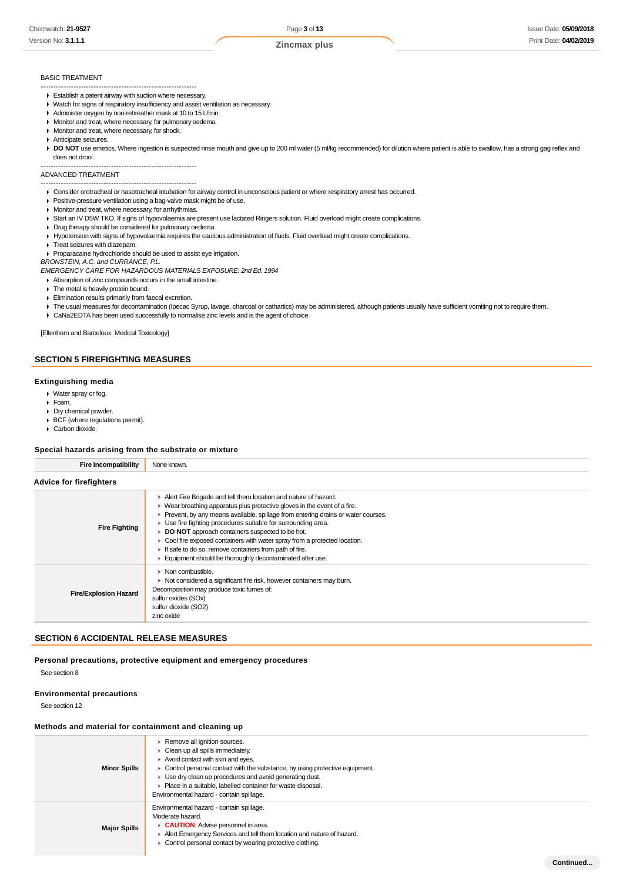BASIC TREATMENT

--------------------------------------------------------------

- Establish a patent airway with suction where necessary.
- Watch for signs of respiratory insufficiency and assist ventilation as necessary.
- Administer oxygen by non-rebreather mask at 10 to 15 L/min.
- Monitor and treat, where necessary, for pulmonary oedema.
- Monitor and treat, where necessary, for shock.
- Anticipate seizures.
- **DO NOT** use emetics. Where ingestion is suspected rinse mouth and give up to 200 ml water (5 ml/kg recommended) for dilution where patient is able to swallow, has a strong gag reflex and does not drool.

--------------------------------------------------------------

ADVANCED TREATMENT

--------------------------------------------------------------

- Consider orotracheal or nasotracheal intubation for airway control in unconscious patient or where respiratory arrest has occurred.
- Positive-pressure ventilation using a bag-valve mask might be of use.
- Monitor and treat, where necessary, for arrhythmias.
- Start an IV D5W TKO. If signs of hypovolaemia are present use lactated Ringers solution. Fluid overload might create complications.
- Drug therapy should be considered for pulmonary oedema.
- Hypotension with signs of hypovolaemia requires the cautious administration of fluids. Fluid overload might create complications.
- Treat seizures with diazepam.
- Proparacaine hydrochloride should be used to assist eye irrigation.

*BRONSTEIN, A.C. and CURRANCE, P.L.*

*EMERGENCY CARE FOR HAZARDOUS MATERIALS EXPOSURE: 2nd Ed. 1994*

- Absorption of zinc compounds occurs in the small intestine.
- The metal is heavily protein bound.
- Elimination results primarily from faecal excretion.
- The usual measures for decontamination (Ipecac Syrup, lavage, charcoal or cathartics) may be administered, although patients usually have sufficient vomiting not to require them.
- CaNa2EDTA has been used successfully to normalise zinc levels and is the agent of choice.

[Ellenhorn and Barceloux: Medical Toxicology]

## SECTION 5 FIREFIGHTING MEASURES

### Extinguishing media

- Water spray or fog.
- Foam.
- Dry chemical powder.
- BCF (where regulations permit).
- Carbon dioxide.

### Special hazards arising from the substrate or mixture

| Fire Incompatibility | None known. |
|---|---|

### Advice for firefighters

| | |
|---|---|
| **Fire Fighting** | ▸ Alert Fire Brigade and tell them location and nature of hazard.<br>▸ Wear breathing apparatus plus protective gloves in the event of a fire.<br>▸ Prevent, by any means available, spillage from entering drains or water courses.<br>▸ Use fire fighting procedures suitable for surrounding area.<br>▸ **DO NOT** approach containers suspected to be hot.<br>▸ Cool fire exposed containers with water spray from a protected location.<br>▸ If safe to do so, remove containers from path of fire.<br>▸ Equipment should be thoroughly decontaminated after use. |
| **Fire/Explosion Hazard** | ▸ Non combustible.<br>▸ Not considered a significant fire risk, however containers may burn.<br>Decomposition may produce toxic fumes of:<br>sulfur oxides (SOx)<br>sulfur dioxide (SO2)<br>zinc oxide |

## SECTION 6 ACCIDENTAL RELEASE MEASURES

### Personal precautions, protective equipment and emergency procedures

See section 8

### Environmental precautions

See section 12

### Methods and material for containment and cleaning up

| | |
|---|---|
| **Minor Spills** | ▸ Remove all ignition sources.<br>▸ Clean up all spills immediately.<br>▸ Avoid contact with skin and eyes.<br>▸ Control personal contact with the substance, by using protective equipment.<br>▸ Use dry clean up procedures and avoid generating dust.<br>▸ Place in a suitable, labelled container for waste disposal.<br>Environmental hazard - contain spillage. |
| **Major Spills** | Environmental hazard - contain spillage.<br>Moderate hazard.<br>▸ **CAUTION**: Advise personnel in area.<br>▸ Alert Emergency Services and tell them location and nature of hazard.<br>▸ Control personal contact by wearing protective clothing. |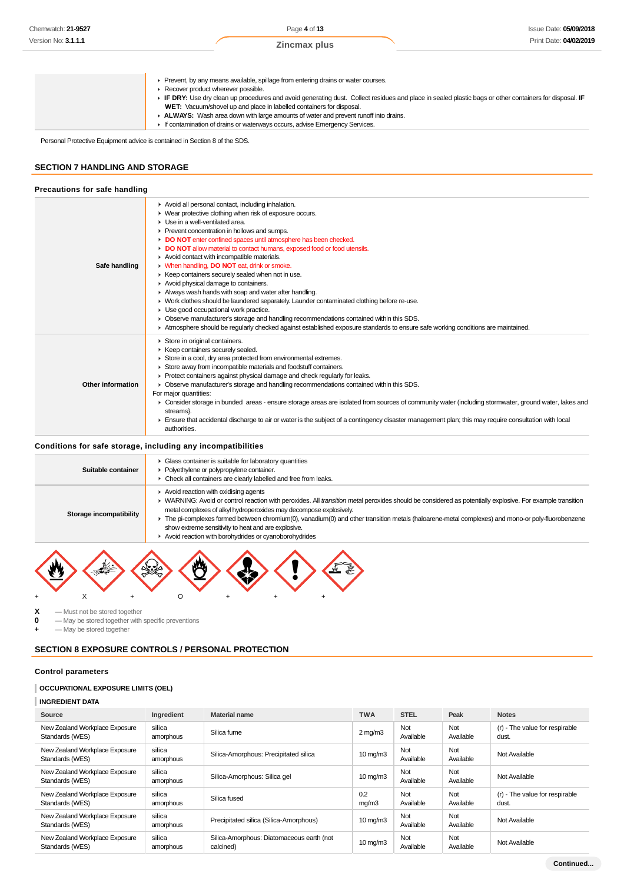| | |
|---|---|
| | ▸ Prevent, by any means available, spillage from entering drains or water courses.<br>▸ Recover product wherever possible.<br>▸ **IF DRY:** Use dry clean up procedures and avoid generating dust. Collect residues and place in sealed plastic bags or other containers for disposal. **IF WET:** Vacuum/shovel up and place in labelled containers for disposal.<br>▸ **ALWAYS:** Wash area down with large amounts of water and prevent runoff into drains.<br>▸ If contamination of drains or waterways occurs, advise Emergency Services. |

Personal Protective Equipment advice is contained in Section 8 of the SDS.

## SECTION 7 HANDLING AND STORAGE

### Precautions for safe handling

| | |
|---|---|
| **Safe handling** | ▸ Avoid all personal contact, including inhalation.<br>▸ Wear protective clothing when risk of exposure occurs.<br>▸ Use in a well-ventilated area.<br>▸ Prevent concentration in hollows and sumps.<br>▸ **DO NOT** enter confined spaces until atmosphere has been checked.<br>▸ **DO NOT** allow material to contact humans, exposed food or food utensils.<br>▸ Avoid contact with incompatible materials.<br>▸ When handling, **DO NOT** eat, drink or smoke.<br>▸ Keep containers securely sealed when not in use.<br>▸ Avoid physical damage to containers.<br>▸ Always wash hands with soap and water after handling.<br>▸ Work clothes should be laundered separately. Launder contaminated clothing before re-use.<br>▸ Use good occupational work practice.<br>▸ Observe manufacturer's storage and handling recommendations contained within this SDS.<br>▸ Atmosphere should be regularly checked against established exposure standards to ensure safe working conditions are maintained. |
| **Other information** | ▸ Store in original containers.<br>▸ Keep containers securely sealed.<br>▸ Store in a cool, dry area protected from environmental extremes.<br>▸ Store away from incompatible materials and foodstuff containers.<br>▸ Protect containers against physical damage and check regularly for leaks.<br>▸ Observe manufacturer's storage and handling recommendations contained within this SDS.<br>For major quantities:<br>▸ Consider storage in bunded areas - ensure storage areas are isolated from sources of community water (including stormwater, ground water, lakes and streams).<br>▸ Ensure that accidental discharge to air or water is the subject of a contingency disaster management plan; this may require consultation with local authorities. |

### Conditions for safe storage, including any incompatibilities

| | |
|---|---|
| **Suitable container** | ▸ Glass container is suitable for laboratory quantities<br>▸ Polyethylene or polypropylene container.<br>▸ Check all containers are clearly labelled and free from leaks. |
| **Storage incompatibility** | ▸ Avoid reaction with oxidising agents<br>▸ WARNING: Avoid or control reaction with peroxides. All *transition metal* peroxides should be considered as potentially explosive. For example transition metal complexes of alkyl hydroperoxides may decompose explosively.<br>▸ The pi-complexes formed between chromium(0), vanadium(0) and other transition metals (haloarene-metal complexes) and mono-or poly-fluorobenzene show extreme sensitivity to heat and are explosive.<br>▸ Avoid reaction with borohydrides or cyanoborohydrides |

\+ X \+ O \+ \+ \+

**X** — Must not be stored together
**0** — May be stored together with specific preventions
**+** — May be stored together

## SECTION 8 EXPOSURE CONTROLS / PERSONAL PROTECTION

### Control parameters

#### OCCUPATIONAL EXPOSURE LIMITS (OEL)

#### INGREDIENT DATA

| Source | Ingredient | Material name | TWA | STEL | Peak | Notes |
|---|---|---|---|---|---|---|
| New Zealand Workplace Exposure Standards (WES) | silica amorphous | Silica fume | 2 mg/m3 | Not Available | Not Available | (r) - The value for respirable dust. |
| New Zealand Workplace Exposure Standards (WES) | silica amorphous | Silica-Amorphous: Precipitated silica | 10 mg/m3 | Not Available | Not Available | Not Available |
| New Zealand Workplace Exposure Standards (WES) | silica amorphous | Silica-Amorphous: Silica gel | 10 mg/m3 | Not Available | Not Available | Not Available |
| New Zealand Workplace Exposure Standards (WES) | silica amorphous | Silica fused | 0.2 mg/m3 | Not Available | Not Available | (r) - The value for respirable dust. |
| New Zealand Workplace Exposure Standards (WES) | silica amorphous | Precipitated silica (Silica-Amorphous) | 10 mg/m3 | Not Available | Not Available | Not Available |
| New Zealand Workplace Exposure Standards (WES) | silica amorphous | Silica-Amorphous: Diatomaceous earth (not calcined) | 10 mg/m3 | Not Available | Not Available | Not Available |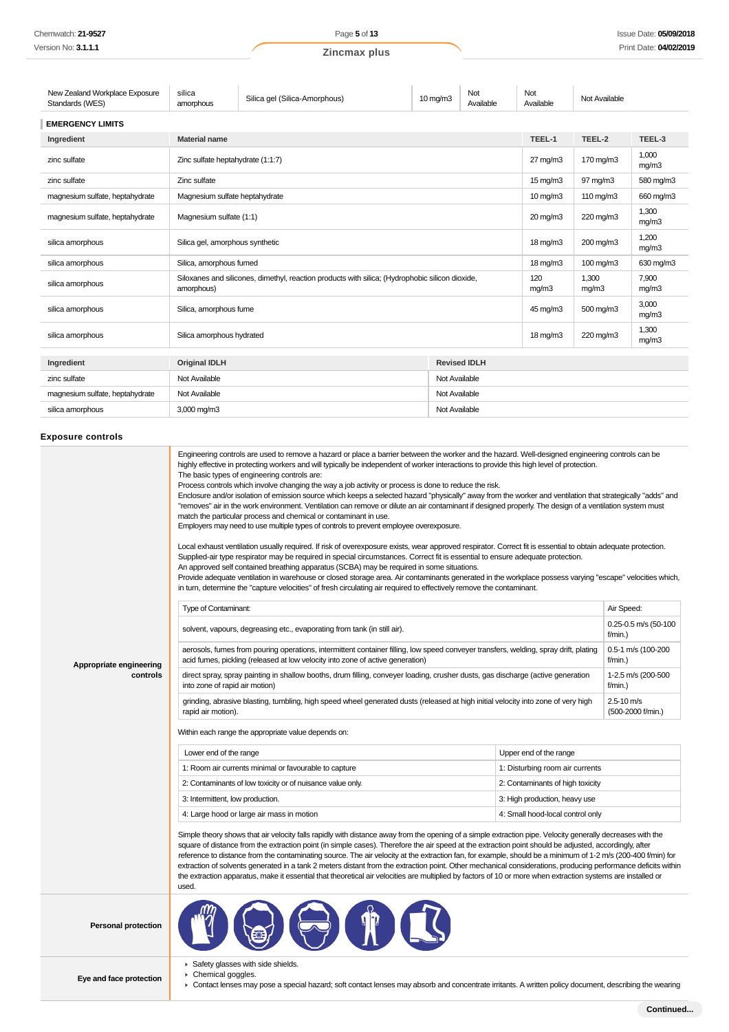| New Zealand Workplace Exposure Standards (WES) | silica amorphous | Silica gel (Silica-Amorphous) | 10 mg/m3 | Not Available | Not Available | Not Available |
|---|---|---|---|---|---|---|

**EMERGENCY LIMITS**

| Ingredient | Material name | TEEL-1 | TEEL-2 | TEEL-3 |
|---|---|---|---|---|
| zinc sulfate | Zinc sulfate heptahydrate (1:1:7) | 27 mg/m3 | 170 mg/m3 | 1,000 mg/m3 |
| zinc sulfate | Zinc sulfate | 15 mg/m3 | 97 mg/m3 | 580 mg/m3 |
| magnesium sulfate, heptahydrate | Magnesium sulfate heptahydrate | 10 mg/m3 | 110 mg/m3 | 660 mg/m3 |
| magnesium sulfate, heptahydrate | Magnesium sulfate (1:1) | 20 mg/m3 | 220 mg/m3 | 1,300 mg/m3 |
| silica amorphous | Silica gel, amorphous synthetic | 18 mg/m3 | 200 mg/m3 | 1,200 mg/m3 |
| silica amorphous | Silica, amorphous fumed | 18 mg/m3 | 100 mg/m3 | 630 mg/m3 |
| silica amorphous | Siloxanes and silicones, dimethyl, reaction products with silica; (Hydrophobic silicon dioxide, amorphous) | 120 mg/m3 | 1,300 mg/m3 | 7,900 mg/m3 |
| silica amorphous | Silica, amorphous fume | 45 mg/m3 | 500 mg/m3 | 3,000 mg/m3 |
| silica amorphous | Silica amorphous hydrated | 18 mg/m3 | 220 mg/m3 | 1,300 mg/m3 |

| Ingredient | Original IDLH | Revised IDLH |
|---|---|---|
| zinc sulfate | Not Available | Not Available |
| magnesium sulfate, heptahydrate | Not Available | Not Available |
| silica amorphous | 3,000 mg/m3 | Not Available |

## Exposure controls

**Appropriate engineering controls**

Engineering controls are used to remove a hazard or place a barrier between the worker and the hazard. Well-designed engineering controls can be highly effective in protecting workers and will typically be independent of worker interactions to provide this high level of protection.
The basic types of engineering controls are:
Process controls which involve changing the way a job activity or process is done to reduce the risk.
Enclosure and/or isolation of emission source which keeps a selected hazard "physically" away from the worker and ventilation that strategically "adds" and "removes" air in the work environment. Ventilation can remove or dilute an air contaminant if designed properly. The design of a ventilation system must match the particular process and chemical or contaminant in use.
Employers may need to use multiple types of controls to prevent employee overexposure.

Local exhaust ventilation usually required. If risk of overexposure exists, wear approved respirator. Correct fit is essential to obtain adequate protection. Supplied-air type respirator may be required in special circumstances. Correct fit is essential to ensure adequate protection.
An approved self contained breathing apparatus (SCBA) may be required in some situations.
Provide adequate ventilation in warehouse or closed storage area. Air contaminants generated in the workplace possess varying "escape" velocities which, in turn, determine the "capture velocities" of fresh circulating air required to effectively remove the contaminant.

| Type of Contaminant: | Air Speed: |
|---|---|
| solvent, vapours, degreasing etc., evaporating from tank (in still air). | 0.25-0.5 m/s (50-100 f/min.) |
| aerosols, fumes from pouring operations, intermittent container filling, low speed conveyer transfers, welding, spray drift, plating acid fumes, pickling (released at low velocity into zone of active generation) | 0.5-1 m/s (100-200 f/min.) |
| direct spray, spray painting in shallow booths, drum filling, conveyer loading, crusher dusts, gas discharge (active generation into zone of rapid air motion) | 1-2.5 m/s (200-500 f/min.) |
| grinding, abrasive blasting, tumbling, high speed wheel generated dusts (released at high initial velocity into zone of very high rapid air motion). | 2.5-10 m/s (500-2000 f/min.) |

Within each range the appropriate value depends on:

| Lower end of the range | Upper end of the range |
|---|---|
| 1: Room air currents minimal or favourable to capture | 1: Disturbing room air currents |
| 2: Contaminants of low toxicity or of nuisance value only. | 2: Contaminants of high toxicity |
| 3: Intermittent, low production. | 3: High production, heavy use |
| 4: Large hood or large air mass in motion | 4: Small hood-local control only |

Simple theory shows that air velocity falls rapidly with distance away from the opening of a simple extraction pipe. Velocity generally decreases with the square of distance from the extraction point (in simple cases). Therefore the air speed at the extraction point should be adjusted, accordingly, after reference to distance from the contaminating source. The air velocity at the extraction fan, for example, should be a minimum of 1-2 m/s (200-400 f/min) for extraction of solvents generated in a tank 2 meters distant from the extraction point. Other mechanical considerations, producing performance deficits within the extraction apparatus, make it essential that theoretical air velocities are multiplied by factors of 10 or more when extraction systems are installed or used.

**Personal protection**

**Eye and face protection**

- Safety glasses with side shields.
- Chemical goggles.
- Contact lenses may pose a special hazard; soft contact lenses may absorb and concentrate irritants. A written policy document, describing the wearing

Continued...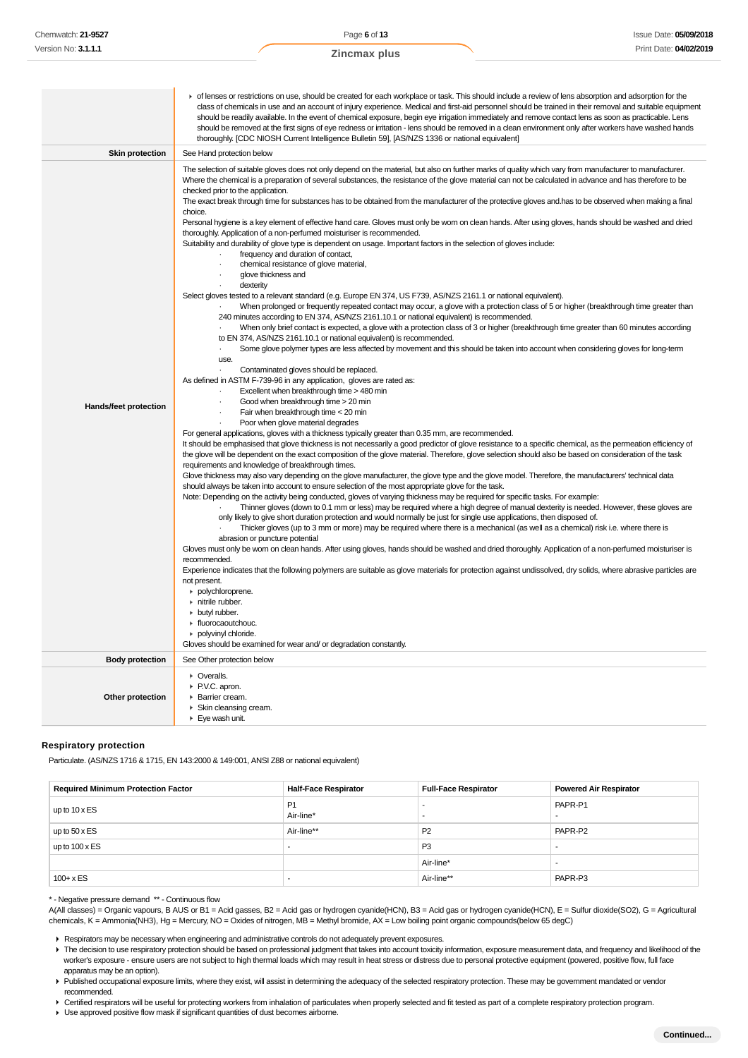| | |
|---|---|
| | ▸ of lenses or restrictions on use, should be created for each workplace or task. This should include a review of lens absorption and adsorption for the class of chemicals in use and an account of injury experience. Medical and first-aid personnel should be trained in their removal and suitable equipment should be readily available. In the event of chemical exposure, begin eye irrigation immediately and remove contact lens as soon as practicable. Lens should be removed at the first signs of eye redness or irritation - lens should be removed in a clean environment only after workers have washed hands thoroughly. [CDC NIOSH Current Intelligence Bulletin 59], [AS/NZS 1336 or national equivalent] |
| **Skin protection** | See Hand protection below |
| **Hands/feet protection** | The selection of suitable gloves does not only depend on the material, but also on further marks of quality which vary from manufacturer to manufacturer. Where the chemical is a preparation of several substances, the resistance of the glove material can not be calculated in advance and has therefore to be checked prior to the application.<br>The exact break through time for substances has to be obtained from the manufacturer of the protective gloves and.has to be observed when making a final choice.<br>Personal hygiene is a key element of effective hand care. Gloves must only be worn on clean hands. After using gloves, hands should be washed and dried thoroughly. Application of a non-perfumed moisturiser is recommended.<br>Suitability and durability of glove type is dependent on usage. Important factors in the selection of gloves include:<br>· frequency and duration of contact,<br>· chemical resistance of glove material,<br>· glove thickness and<br>· dexterity<br>Select gloves tested to a relevant standard (e.g. Europe EN 374, US F739, AS/NZS 2161.1 or national equivalent).<br>· When prolonged or frequently repeated contact may occur, a glove with a protection class of 5 or higher (breakthrough time greater than 240 minutes according to EN 374, AS/NZS 2161.10.1 or national equivalent) is recommended.<br>· When only brief contact is expected, a glove with a protection class of 3 or higher (breakthrough time greater than 60 minutes according to EN 374, AS/NZS 2161.10.1 or national equivalent) is recommended.<br>· Some glove polymer types are less affected by movement and this should be taken into account when considering gloves for long-term use.<br>· Contaminated gloves should be replaced.<br>As defined in ASTM F-739-96 in any application, gloves are rated as:<br>· Excellent when breakthrough time > 480 min<br>· Good when breakthrough time > 20 min<br>· Fair when breakthrough time < 20 min<br>· Poor when glove material degrades<br>For general applications, gloves with a thickness typically greater than 0.35 mm, are recommended.<br>It should be emphasised that glove thickness is not necessarily a good predictor of glove resistance to a specific chemical, as the permeation efficiency of the glove will be dependent on the exact composition of the glove material. Therefore, glove selection should also be based on consideration of the task requirements and knowledge of breakthrough times.<br>Glove thickness may also vary depending on the glove manufacturer, the glove type and the glove model. Therefore, the manufacturers' technical data should always be taken into account to ensure selection of the most appropriate glove for the task.<br>Note: Depending on the activity being conducted, gloves of varying thickness may be required for specific tasks. For example:<br>· Thinner gloves (down to 0.1 mm or less) may be required where a high degree of manual dexterity is needed. However, these gloves are only likely to give short duration protection and would normally be just for single use applications, then disposed of.<br>· Thicker gloves (up to 3 mm or more) may be required where there is a mechanical (as well as a chemical) risk i.e. where there is abrasion or puncture potential<br>Gloves must only be worn on clean hands. After using gloves, hands should be washed and dried thoroughly. Application of a non-perfumed moisturiser is recommended.<br>Experience indicates that the following polymers are suitable as glove materials for protection against undissolved, dry solids, where abrasive particles are not present.<br>▸ polychloroprene.<br>▸ nitrile rubber.<br>▸ butyl rubber.<br>▸ fluorocaoutchouc.<br>▸ polyvinyl chloride.<br>Gloves should be examined for wear and/ or degradation constantly. |
| **Body protection** | See Other protection below |
| **Other protection** | ▸ Overalls.<br>▸ P.V.C. apron.<br>▸ Barrier cream.<br>▸ Skin cleansing cream.<br>▸ Eye wash unit. |

### Respiratory protection

Particulate. (AS/NZS 1716 & 1715, EN 143:2000 & 149:001, ANSI Z88 or national equivalent)

| Required Minimum Protection Factor | Half-Face Respirator | Full-Face Respirator | Powered Air Respirator |
|---|---|---|---|
| up to 10 x ES | P1<br>Air-line* | -<br>- | PAPR-P1<br>- |
| up to 50 x ES | Air-line** | P2 | PAPR-P2 |
| up to 100 x ES | - | P3 | - |
| | | Air-line* | - |
| 100+ x ES | - | Air-line** | PAPR-P3 |

\* - Negative pressure demand ** - Continuous flow

A(All classes) = Organic vapours, B AUS or B1 = Acid gasses, B2 = Acid gas or hydrogen cyanide(HCN), B3 = Acid gas or hydrogen cyanide(HCN), E = Sulfur dioxide(SO2), G = Agricultural chemicals, K = Ammonia(NH3), Hg = Mercury, NO = Oxides of nitrogen, MB = Methyl bromide, AX = Low boiling point organic compounds(below 65 degC)

- Respirators may be necessary when engineering and administrative controls do not adequately prevent exposures.
- The decision to use respiratory protection should be based on professional judgment that takes into account toxicity information, exposure measurement data, and frequency and likelihood of the worker's exposure - ensure users are not subject to high thermal loads which may result in heat stress or distress due to personal protective equipment (powered, positive flow, full face apparatus may be an option).
- Published occupational exposure limits, where they exist, will assist in determining the adequacy of the selected respiratory protection. These may be government mandated or vendor recommended.
- Certified respirators will be useful for protecting workers from inhalation of particulates when properly selected and fit tested as part of a complete respiratory protection program.
- Use approved positive flow mask if significant quantities of dust becomes airborne.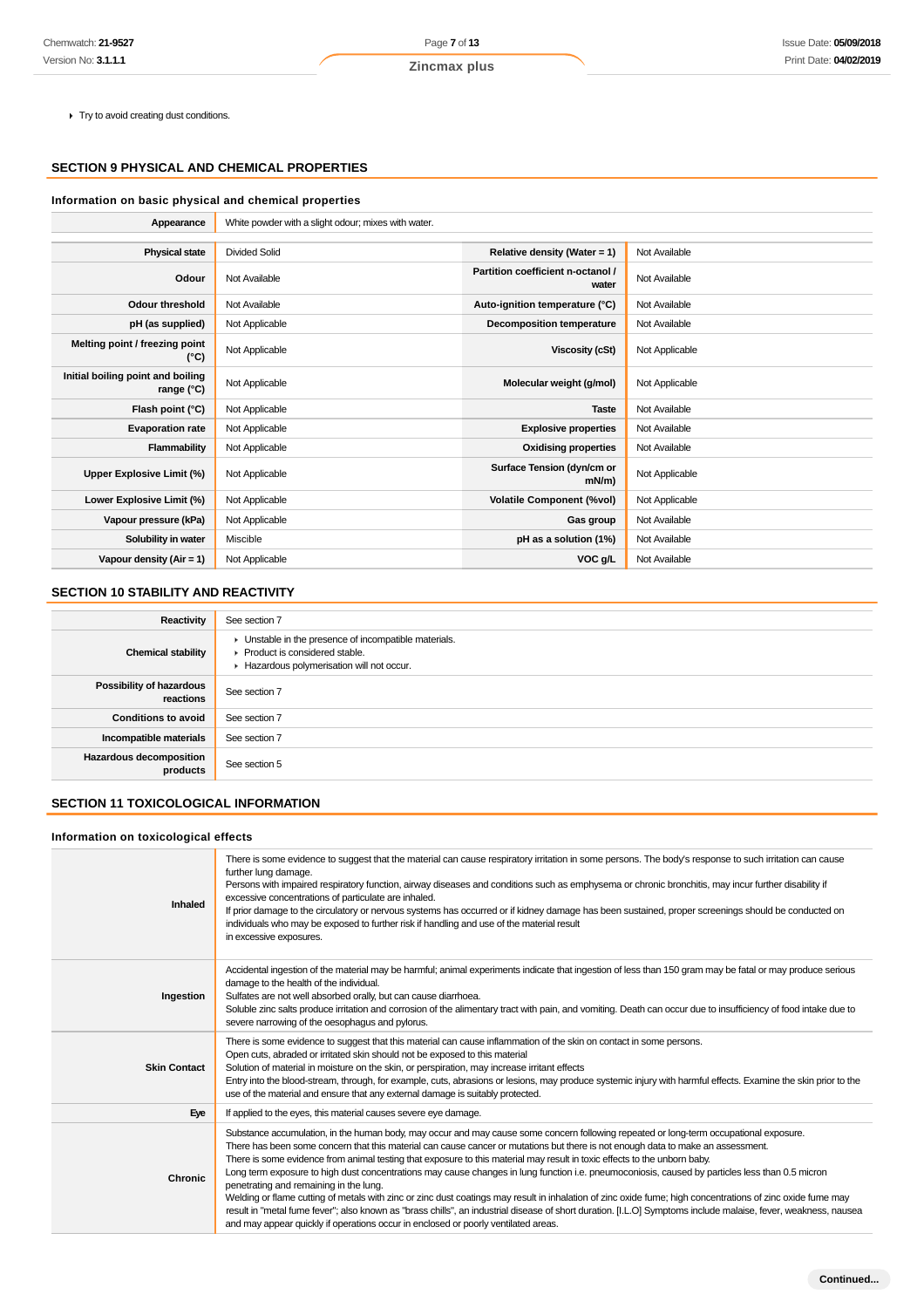- Try to avoid creating dust conditions.

## SECTION 9 PHYSICAL AND CHEMICAL PROPERTIES

### Information on basic physical and chemical properties

| | |
|---|---|
| **Appearance** | White powder with a slight odour; mixes with water. |

| | | | |
|---|---|---|---|
| **Physical state** | Divided Solid | **Relative density (Water = 1)** | Not Available |
| **Odour** | Not Available | **Partition coefficient n-octanol / water** | Not Available |
| **Odour threshold** | Not Available | **Auto-ignition temperature (°C)** | Not Available |
| **pH (as supplied)** | Not Applicable | **Decomposition temperature** | Not Available |
| **Melting point / freezing point (°C)** | Not Applicable | **Viscosity (cSt)** | Not Applicable |
| **Initial boiling point and boiling range (°C)** | Not Applicable | **Molecular weight (g/mol)** | Not Applicable |
| **Flash point (°C)** | Not Applicable | **Taste** | Not Available |
| **Evaporation rate** | Not Applicable | **Explosive properties** | Not Available |
| **Flammability** | Not Applicable | **Oxidising properties** | Not Available |
| **Upper Explosive Limit (%)** | Not Applicable | **Surface Tension (dyn/cm or mN/m)** | Not Applicable |
| **Lower Explosive Limit (%)** | Not Applicable | **Volatile Component (%vol)** | Not Applicable |
| **Vapour pressure (kPa)** | Not Applicable | **Gas group** | Not Available |
| **Solubility in water** | Miscible | **pH as a solution (1%)** | Not Available |
| **Vapour density (Air = 1)** | Not Applicable | **VOC g/L** | Not Available |

## SECTION 10 STABILITY AND REACTIVITY

| | |
|---|---|
| **Reactivity** | See section 7 |
| **Chemical stability** | - Unstable in the presence of incompatible materials.<br>- Product is considered stable.<br>- Hazardous polymerisation will not occur. |
| **Possibility of hazardous reactions** | See section 7 |
| **Conditions to avoid** | See section 7 |
| **Incompatible materials** | See section 7 |
| **Hazardous decomposition products** | See section 5 |

## SECTION 11 TOXICOLOGICAL INFORMATION

### Information on toxicological effects

| | |
|---|---|
| **Inhaled** | There is some evidence to suggest that the material can cause respiratory irritation in some persons. The body's response to such irritation can cause further lung damage.<br>Persons with impaired respiratory function, airway diseases and conditions such as emphysema or chronic bronchitis, may incur further disability if excessive concentrations of particulate are inhaled.<br>If prior damage to the circulatory or nervous systems has occurred or if kidney damage has been sustained, proper screenings should be conducted on individuals who may be exposed to further risk if handling and use of the material result in excessive exposures. |
| **Ingestion** | Accidental ingestion of the material may be harmful; animal experiments indicate that ingestion of less than 150 gram may be fatal or may produce serious damage to the health of the individual.<br>Sulfates are not well absorbed orally, but can cause diarrhoea.<br>Soluble zinc salts produce irritation and corrosion of the alimentary tract with pain, and vomiting. Death can occur due to insufficiency of food intake due to severe narrowing of the oesophagus and pylorus. |
| **Skin Contact** | There is some evidence to suggest that this material can cause inflammation of the skin on contact in some persons.<br>Open cuts, abraded or irritated skin should not be exposed to this material<br>Solution of material in moisture on the skin, or perspiration, may increase irritant effects<br>Entry into the blood-stream, through, for example, cuts, abrasions or lesions, may produce systemic injury with harmful effects. Examine the skin prior to the use of the material and ensure that any external damage is suitably protected. |
| **Eye** | If applied to the eyes, this material causes severe eye damage. |
| **Chronic** | Substance accumulation, in the human body, may occur and may cause some concern following repeated or long-term occupational exposure.<br>There has been some concern that this material can cause cancer or mutations but there is not enough data to make an assessment.<br>There is some evidence from animal testing that exposure to this material may result in toxic effects to the unborn baby.<br>Long term exposure to high dust concentrations may cause changes in lung function i.e. pneumoconiosis, caused by particles less than 0.5 micron penetrating and remaining in the lung.<br>Welding or flame cutting of metals with zinc or zinc dust coatings may result in inhalation of zinc oxide fume; high concentrations of zinc oxide fume may result in "metal fume fever"; also known as "brass chills", an industrial disease of short duration. [I.L.O] Symptoms include malaise, fever, weakness, nausea and may appear quickly if operations occur in enclosed or poorly ventilated areas. |

Continued...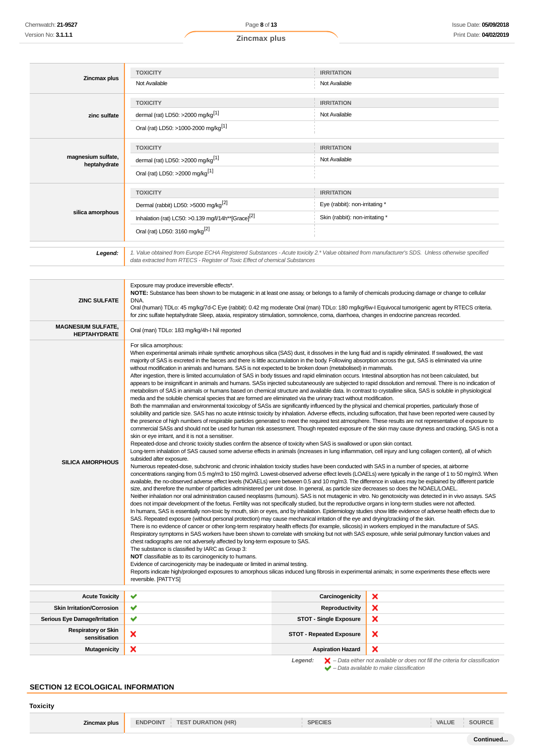| | TOXICITY | IRRITATION |
|---|---|---|
| **Zincmax plus** | Not Available | Not Available |
| **zinc sulfate** | dermal (rat) LD50: >2000 mg/kg[1] | Not Available |
| | Oral (rat) LD50: >1000-2000 mg/kg[1] | |
| **magnesium sulfate, heptahydrate** | dermal (rat) LD50: >2000 mg/kg[1] | Not Available |
| | Oral (rat) LD50: >2000 mg/kg[1] | |
| **silica amorphous** | Dermal (rabbit) LD50: >5000 mg/kg[2] | Eye (rabbit): non-irritating * |
| | Inhalation (rat) LC50: >0.139 mg/l/14h**[Grace][2] | Skin (rabbit): non-irritating * |
| | Oral (rat) LD50: 3160 mg/kg[2] | |

| | |
|---|---|
| ***Legend:*** | *1. Value obtained from Europe ECHA Registered Substances - Acute toxicity 2.* Value obtained from manufacturer's SDS. Unless otherwise specified data extracted from RTECS - Register of Toxic Effect of chemical Substances* |

| | |
|---|---|
| **ZINC SULFATE** | Exposure may produce irreversible effects*.<br>**NOTE:** Substance has been shown to be mutagenic in at least one assay, or belongs to a family of chemicals producing damage or change to cellular DNA.<br>Oral (human) TDLo: 45 mg/kg/7d-C Eye (rabbit): 0.42 mg moderate Oral (man) TDLo: 180 mg/kg/6w-I Equivocal tumorigenic agent by RTECS criteria. for zinc sulfate heptahydrate Sleep, ataxia, respiratory stimulation, somnolence, coma, diarrhoea, changes in endocrine pancreas recorded. |
| **MAGNESIUM SULFATE, HEPTAHYDRATE** | Oral (man) TDLo: 183 mg/kg/4h-I Nil reported |
| **SILICA AMORPHOUS** | For silica amorphous:<br>When experimental animals inhale synthetic amorphous silica (SAS) dust, it dissolves in the lung fluid and is rapidly eliminated. If swallowed, the vast majority of SAS is excreted in the faeces and there is little accumulation in the body. Following absorption across the gut, SAS is eliminated via urine without modification in animals and humans. SAS is not expected to be broken down (metabolised) in mammals.<br>After ingestion, there is limited accumulation of SAS in body tissues and rapid elimination occurs. Intestinal absorption has not been calculated, but appears to be insignificant in animals and humans. SASs injected subcutaneously are subjected to rapid dissolution and removal. There is no indication of metabolism of SAS in animals or humans based on chemical structure and available data. In contrast to crystalline silica, SAS is soluble in physiological media and the soluble chemical species that are formed are eliminated via the urinary tract without modification.<br>Both the mammalian and environmental toxicology of SASs are significantly influenced by the physical and chemical properties, particularly those of solubility and particle size. SAS has no acute intrinsic toxicity by inhalation. Adverse effects, including suffocation, that have been reported were caused by the presence of high numbers of respirable particles generated to meet the required test atmosphere. These results are not representative of exposure to commercial SASs and should not be used for human risk assessment. Though repeated exposure of the skin may cause dryness and cracking, SAS is not a skin or eye irritant, and it is not a sensitiser.<br>Repeated-dose and chronic toxicity studies confirm the absence of toxicity when SAS is swallowed or upon skin contact.<br>Long-term inhalation of SAS caused some adverse effects in animals (increases in lung inflammation, cell injury and lung collagen content), all of which subsided after exposure.<br>Numerous repeated-dose, subchronic and chronic inhalation toxicity studies have been conducted with SAS in a number of species, at airborne concentrations ranging from 0.5 mg/m3 to 150 mg/m3. Lowest-observed adverse effect levels (LOAELs) were typically in the range of 1 to 50 mg/m3. When available, the no-observed adverse effect levels (NOAELs) were between 0.5 and 10 mg/m3. The difference in values may be explained by different particle size, and therefore the number of particles administered per unit dose. In general, as particle size decreases so does the NOAEL/LOAEL.<br>Neither inhalation nor oral administration caused neoplasms (tumours). SAS is not mutagenic in vitro. No genotoxicity was detected in in vivo assays. SAS does not impair development of the foetus. Fertility was not specifically studied, but the reproductive organs in long-term studies were not affected.<br>In humans, SAS is essentially non-toxic by mouth, skin or eyes, and by inhalation. Epidemiology studies show little evidence of adverse health effects due to SAS. Repeated exposure (without personal protection) may cause mechanical irritation of the eye and drying/cracking of the skin.<br>There is no evidence of cancer or other long-term respiratory health effects (for example, silicosis) in workers employed in the manufacture of SAS. Respiratory symptoms in SAS workers have been shown to correlate with smoking but not with SAS exposure, while serial pulmonary function values and chest radiographs are not adversely affected by long-term exposure to SAS.<br>The substance is classified by IARC as Group 3:<br>**NOT** classifiable as to its carcinogenicity to humans.<br>Evidence of carcinogenicity may be inadequate or limited in animal testing.<br>Reports indicate high/prolonged exposures to amorphous silicas induced lung fibrosis in experimental animals; in some experiments these effects were reversible. [PATTYS] |

| | | | |
|---|---|---|---|
| **Acute Toxicity** | ✔ | **Carcinogenicity** | ✘ |
| **Skin Irritation/Corrosion** | ✔ | **Reproductivity** | ✘ |
| **Serious Eye Damage/Irritation** | ✔ | **STOT - Single Exposure** | ✘ |
| **Respiratory or Skin sensitisation** | ✘ | **STOT - Repeated Exposure** | ✘ |
| **Mutagenicity** | ✘ | **Aspiration Hazard** | ✘ |

*Legend:* ✘ *– Data either not available or does not fill the criteria for classification*
✔ *– Data available to make classification*

## SECTION 12 ECOLOGICAL INFORMATION

### Toxicity

| | ENDPOINT | TEST DURATION (HR) | SPECIES | VALUE | SOURCE |
|---|---|---|---|---|---|
| **Zincmax plus** | | | | | |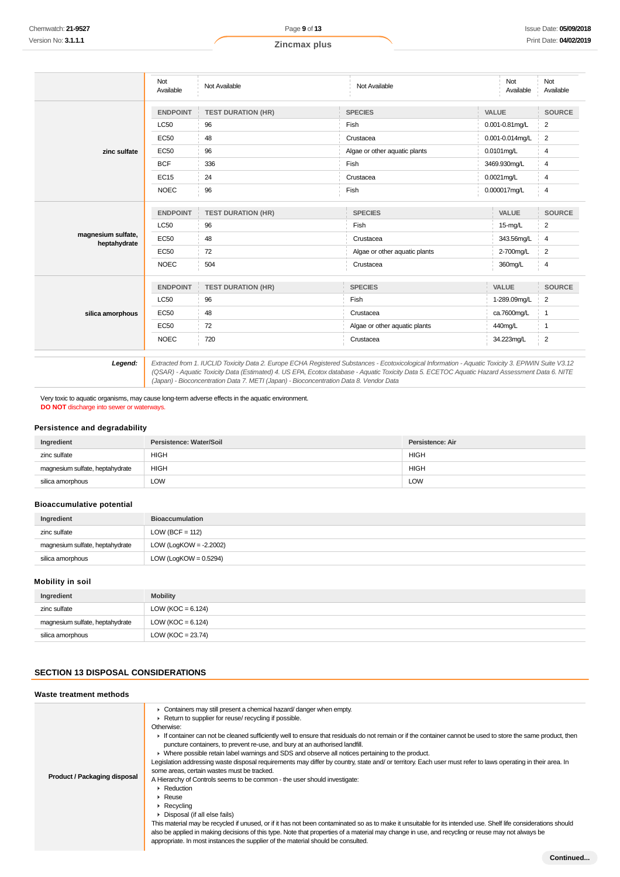| | | | | | |
|---|---|---|---|---|---|
| | Not Available | Not Available | Not Available | Not Available | Not Available |
| **zinc sulfate** | **ENDPOINT** | **TEST DURATION (HR)** | **SPECIES** | **VALUE** | **SOURCE** |
| | LC50 | 96 | Fish | 0.001-0.81mg/L | 2 |
| | EC50 | 48 | Crustacea | 0.001-0.014mg/L | 2 |
| | EC50 | 96 | Algae or other aquatic plants | 0.0101mg/L | 4 |
| | BCF | 336 | Fish | 3469.930mg/L | 4 |
| | EC15 | 24 | Crustacea | 0.0021mg/L | 4 |
| | NOEC | 96 | Fish | 0.000017mg/L | 4 |
| **magnesium sulfate, heptahydrate** | **ENDPOINT** | **TEST DURATION (HR)** | **SPECIES** | **VALUE** | **SOURCE** |
| | LC50 | 96 | Fish | 15-mg/L | 2 |
| | EC50 | 48 | Crustacea | 343.56mg/L | 4 |
| | EC50 | 72 | Algae or other aquatic plants | 2-700mg/L | 2 |
| | NOEC | 504 | Crustacea | 360mg/L | 4 |
| **silica amorphous** | **ENDPOINT** | **TEST DURATION (HR)** | **SPECIES** | **VALUE** | **SOURCE** |
| | LC50 | 96 | Fish | 1-289.09mg/L | 2 |
| | EC50 | 48 | Crustacea | ca.7600mg/L | 1 |
| | EC50 | 72 | Algae or other aquatic plants | 440mg/L | 1 |
| | NOEC | 720 | Crustacea | 34.223mg/L | 2 |
| ***Legend:*** | *Extracted from 1. IUCLID Toxicity Data 2. Europe ECHA Registered Substances - Ecotoxicological Information - Aquatic Toxicity 3. EPIWIN Suite V3.12 (QSAR) - Aquatic Toxicity Data (Estimated) 4. US EPA, Ecotox database - Aquatic Toxicity Data 5. ECETOC Aquatic Hazard Assessment Data 6. NITE (Japan) - Bioconcentration Data 7. METI (Japan) - Bioconcentration Data 8. Vendor Data* | | | | |

Very toxic to aquatic organisms, may cause long-term adverse effects in the aquatic environment.
**DO NOT** discharge into sewer or waterways.

### Persistence and degradability

| Ingredient | Persistence: Water/Soil | Persistence: Air |
|---|---|---|
| zinc sulfate | HIGH | HIGH |
| magnesium sulfate, heptahydrate | HIGH | HIGH |
| silica amorphous | LOW | LOW |

### Bioaccumulative potential

| Ingredient | Bioaccumulation |
|---|---|
| zinc sulfate | LOW (BCF = 112) |
| magnesium sulfate, heptahydrate | LOW (LogKOW = -2.2002) |
| silica amorphous | LOW (LogKOW = 0.5294) |

### Mobility in soil

| Ingredient | Mobility |
|---|---|
| zinc sulfate | LOW (KOC = 6.124) |
| magnesium sulfate, heptahydrate | LOW (KOC = 6.124) |
| silica amorphous | LOW (KOC = 23.74) |

## SECTION 13 DISPOSAL CONSIDERATIONS

### Waste treatment methods

| | |
|---|---|
| **Product / Packaging disposal** | ▸ Containers may still present a chemical hazard/ danger when empty.<br>▸ Return to supplier for reuse/ recycling if possible.<br>Otherwise:<br>▸ If container can not be cleaned sufficiently well to ensure that residuals do not remain or if the container cannot be used to store the same product, then puncture containers, to prevent re-use, and bury at an authorised landfill.<br>▸ Where possible retain label warnings and SDS and observe all notices pertaining to the product.<br>Legislation addressing waste disposal requirements may differ by country, state and/ or territory. Each user must refer to laws operating in their area. In some areas, certain wastes must be tracked.<br>A Hierarchy of Controls seems to be common - the user should investigate:<br>▸ Reduction<br>▸ Reuse<br>▸ Recycling<br>▸ Disposal (if all else fails)<br>This material may be recycled if unused, or if it has not been contaminated so as to make it unsuitable for its intended use. Shelf life considerations should also be applied in making decisions of this type. Note that properties of a material may change in use, and recycling or reuse may not always be appropriate. In most instances the supplier of the material should be consulted. |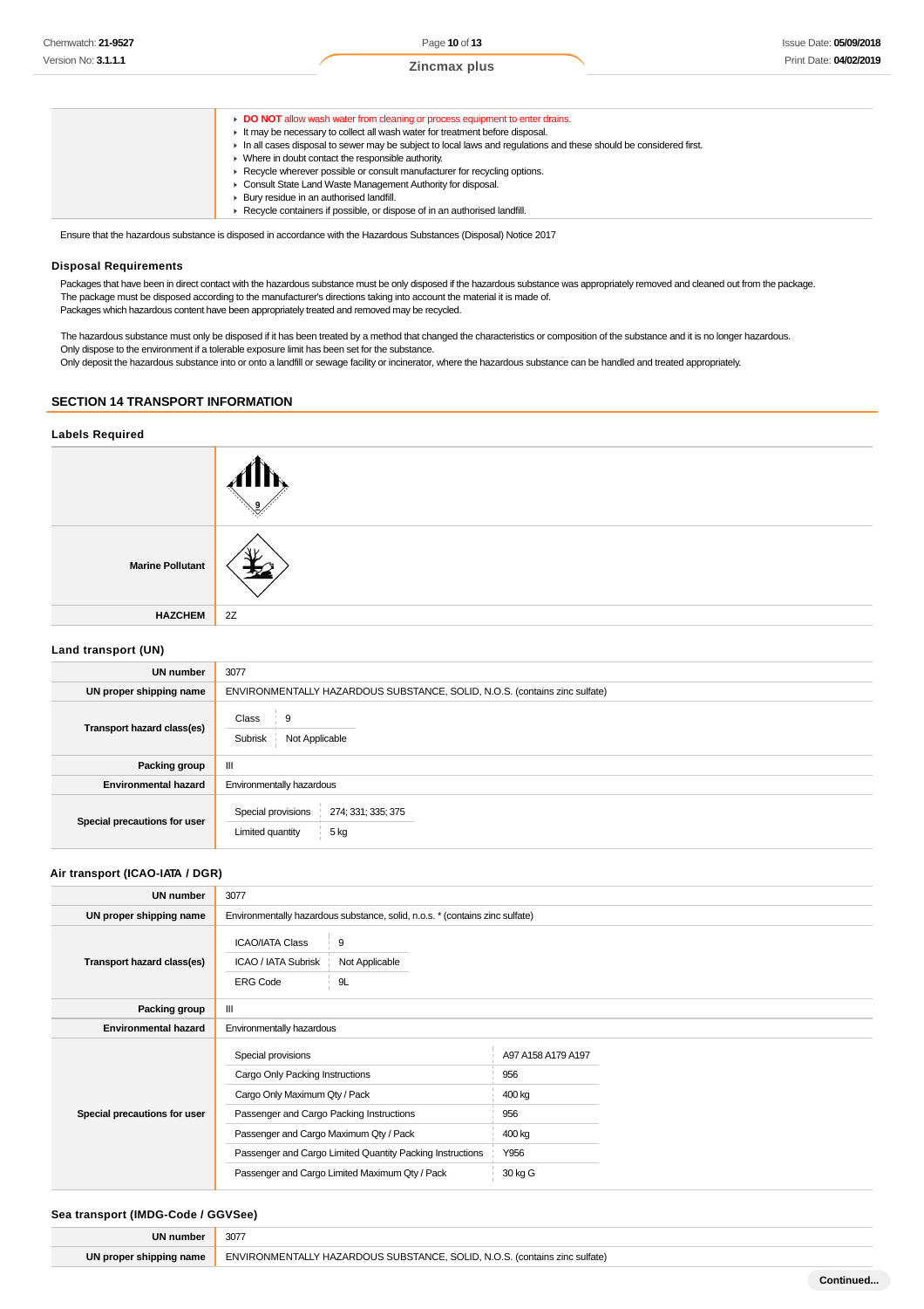|  |  |
|---|---|
|  | - **DO NOT** allow wash water from cleaning or process equipment to enter drains.<br>- It may be necessary to collect all wash water for treatment before disposal.<br>- In all cases disposal to sewer may be subject to local laws and regulations and these should be considered first.<br>- Where in doubt contact the responsible authority.<br>- Recycle wherever possible or consult manufacturer for recycling options.<br>- Consult State Land Waste Management Authority for disposal.<br>- Bury residue in an authorised landfill.<br>- Recycle containers if possible, or dispose of in an authorised landfill. |

Ensure that the hazardous substance is disposed in accordance with the Hazardous Substances (Disposal) Notice 2017

### Disposal Requirements

Packages that have been in direct contact with the hazardous substance must be only disposed if the hazardous substance was appropriately removed and cleaned out from the package.
The package must be disposed according to the manufacturer's directions taking into account the material it is made of.
Packages which hazardous content have been appropriately treated and removed may be recycled.

The hazardous substance must only be disposed if it has been treated by a method that changed the characteristics or composition of the substance and it is no longer hazardous.
Only dispose to the environment if a tolerable exposure limit has been set for the substance.
Only deposit the hazardous substance into or onto a landfill or sewage facility or incinerator, where the hazardous substance can be handled and treated appropriately.

## SECTION 14 TRANSPORT INFORMATION

### Labels Required

|  |  |
|---|---|
|  | 9 |
| **Marine Pollutant** |  |
| **HAZCHEM** | 2Z |

### Land transport (UN)

|  |  |
|---|---|
| **UN number** | 3077 |
| **UN proper shipping name** | ENVIRONMENTALLY HAZARDOUS SUBSTANCE, SOLID, N.O.S. (contains zinc sulfate) |
| **Transport hazard class(es)** | Class: 9<br>Subrisk: Not Applicable |
| **Packing group** | III |
| **Environmental hazard** | Environmentally hazardous |
| **Special precautions for user** | Special provisions: 274; 331; 335; 375<br>Limited quantity: 5 kg |

### Air transport (ICAO-IATA / DGR)

|  |  |
|---|---|
| **UN number** | 3077 |
| **UN proper shipping name** | Environmentally hazardous substance, solid, n.o.s. * (contains zinc sulfate) |
| **Transport hazard class(es)** | ICAO/IATA Class: 9<br>ICAO / IATA Subrisk: Not Applicable<br>ERG Code: 9L |
| **Packing group** | III |
| **Environmental hazard** | Environmentally hazardous |
| **Special precautions for user** | Special provisions: A97 A158 A179 A197<br>Cargo Only Packing Instructions: 956<br>Cargo Only Maximum Qty / Pack: 400 kg<br>Passenger and Cargo Packing Instructions: 956<br>Passenger and Cargo Maximum Qty / Pack: 400 kg<br>Passenger and Cargo Limited Quantity Packing Instructions: Y956<br>Passenger and Cargo Limited Maximum Qty / Pack: 30 kg G |

### Sea transport (IMDG-Code / GGVSee)

|  |  |
|---|---|
| **UN number** | 3077 |
| **UN proper shipping name** | ENVIRONMENTALLY HAZARDOUS SUBSTANCE, SOLID, N.O.S. (contains zinc sulfate) |

Continued...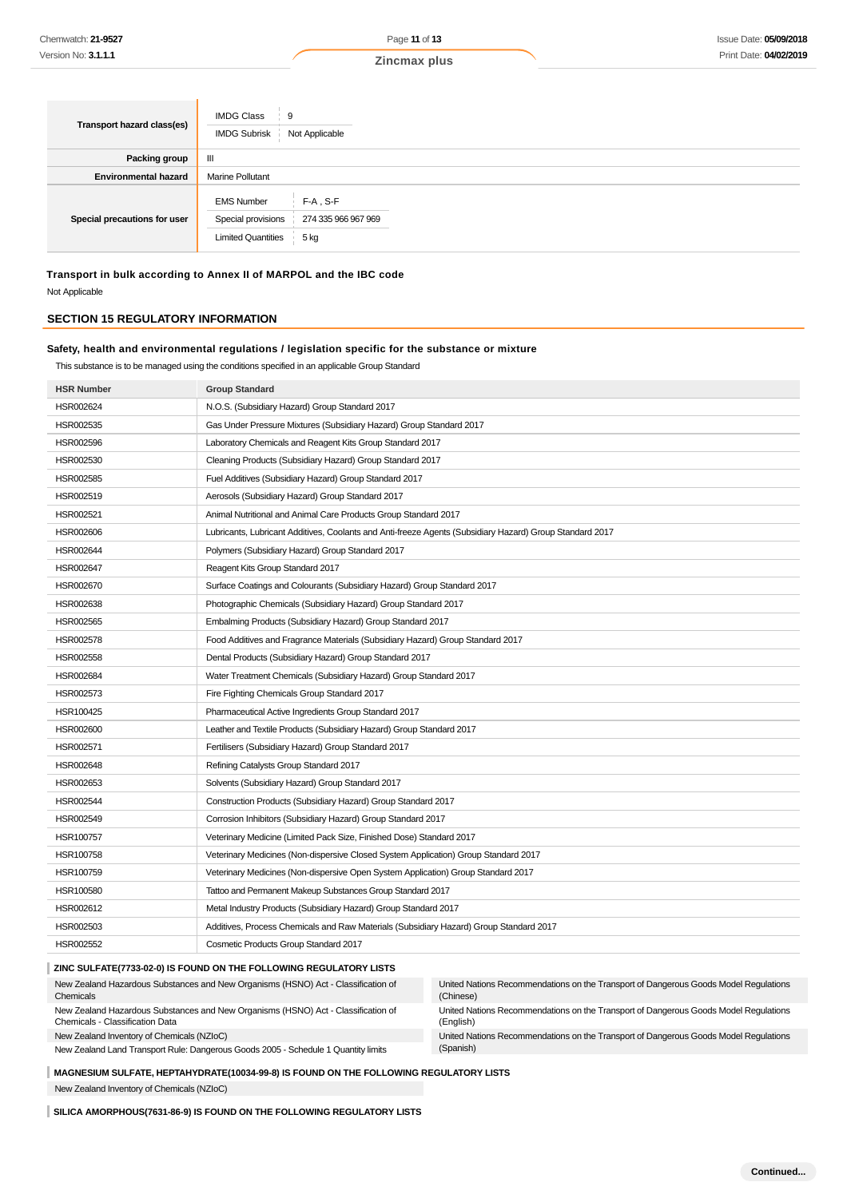| | |
|---|---|
| **Transport hazard class(es)** | IMDG Class: 9<br>IMDG Subrisk: Not Applicable |
| **Packing group** | III |
| **Environmental hazard** | Marine Pollutant |
| **Special precautions for user** | EMS Number: F-A , S-F<br>Special provisions: 274 335 966 967 969<br>Limited Quantities: 5 kg |

**Transport in bulk according to Annex II of MARPOL and the IBC code**

Not Applicable

## SECTION 15 REGULATORY INFORMATION

**Safety, health and environmental regulations / legislation specific for the substance or mixture**

This substance is to be managed using the conditions specified in an applicable Group Standard

| HSR Number | Group Standard |
|---|---|
| HSR002624 | N.O.S. (Subsidiary Hazard) Group Standard 2017 |
| HSR002535 | Gas Under Pressure Mixtures (Subsidiary Hazard) Group Standard 2017 |
| HSR002596 | Laboratory Chemicals and Reagent Kits Group Standard 2017 |
| HSR002530 | Cleaning Products (Subsidiary Hazard) Group Standard 2017 |
| HSR002585 | Fuel Additives (Subsidiary Hazard) Group Standard 2017 |
| HSR002519 | Aerosols (Subsidiary Hazard) Group Standard 2017 |
| HSR002521 | Animal Nutritional and Animal Care Products Group Standard 2017 |
| HSR002606 | Lubricants, Lubricant Additives, Coolants and Anti-freeze Agents (Subsidiary Hazard) Group Standard 2017 |
| HSR002644 | Polymers (Subsidiary Hazard) Group Standard 2017 |
| HSR002647 | Reagent Kits Group Standard 2017 |
| HSR002670 | Surface Coatings and Colourants (Subsidiary Hazard) Group Standard 2017 |
| HSR002638 | Photographic Chemicals (Subsidiary Hazard) Group Standard 2017 |
| HSR002565 | Embalming Products (Subsidiary Hazard) Group Standard 2017 |
| HSR002578 | Food Additives and Fragrance Materials (Subsidiary Hazard) Group Standard 2017 |
| HSR002558 | Dental Products (Subsidiary Hazard) Group Standard 2017 |
| HSR002684 | Water Treatment Chemicals (Subsidiary Hazard) Group Standard 2017 |
| HSR002573 | Fire Fighting Chemicals Group Standard 2017 |
| HSR100425 | Pharmaceutical Active Ingredients Group Standard 2017 |
| HSR002600 | Leather and Textile Products (Subsidiary Hazard) Group Standard 2017 |
| HSR002571 | Fertilisers (Subsidiary Hazard) Group Standard 2017 |
| HSR002648 | Refining Catalysts Group Standard 2017 |
| HSR002653 | Solvents (Subsidiary Hazard) Group Standard 2017 |
| HSR002544 | Construction Products (Subsidiary Hazard) Group Standard 2017 |
| HSR002549 | Corrosion Inhibitors (Subsidiary Hazard) Group Standard 2017 |
| HSR100757 | Veterinary Medicine (Limited Pack Size, Finished Dose) Standard 2017 |
| HSR100758 | Veterinary Medicines (Non-dispersive Closed System Application) Group Standard 2017 |
| HSR100759 | Veterinary Medicines (Non-dispersive Open System Application) Group Standard 2017 |
| HSR100580 | Tattoo and Permanent Makeup Substances Group Standard 2017 |
| HSR002612 | Metal Industry Products (Subsidiary Hazard) Group Standard 2017 |
| HSR002503 | Additives, Process Chemicals and Raw Materials (Subsidiary Hazard) Group Standard 2017 |
| HSR002552 | Cosmetic Products Group Standard 2017 |

**ZINC SULFATE(7733-02-0) IS FOUND ON THE FOLLOWING REGULATORY LISTS**

- New Zealand Hazardous Substances and New Organisms (HSNO) Act - Classification of Chemicals
- New Zealand Hazardous Substances and New Organisms (HSNO) Act - Classification of Chemicals - Classification Data
- New Zealand Inventory of Chemicals (NZIoC)
- New Zealand Land Transport Rule: Dangerous Goods 2005 - Schedule 1 Quantity limits
- United Nations Recommendations on the Transport of Dangerous Goods Model Regulations (Chinese)
- United Nations Recommendations on the Transport of Dangerous Goods Model Regulations (English)
- United Nations Recommendations on the Transport of Dangerous Goods Model Regulations (Spanish)

**MAGNESIUM SULFATE, HEPTAHYDRATE(10034-99-8) IS FOUND ON THE FOLLOWING REGULATORY LISTS**

- New Zealand Inventory of Chemicals (NZIoC)

**SILICA AMORPHOUS(7631-86-9) IS FOUND ON THE FOLLOWING REGULATORY LISTS**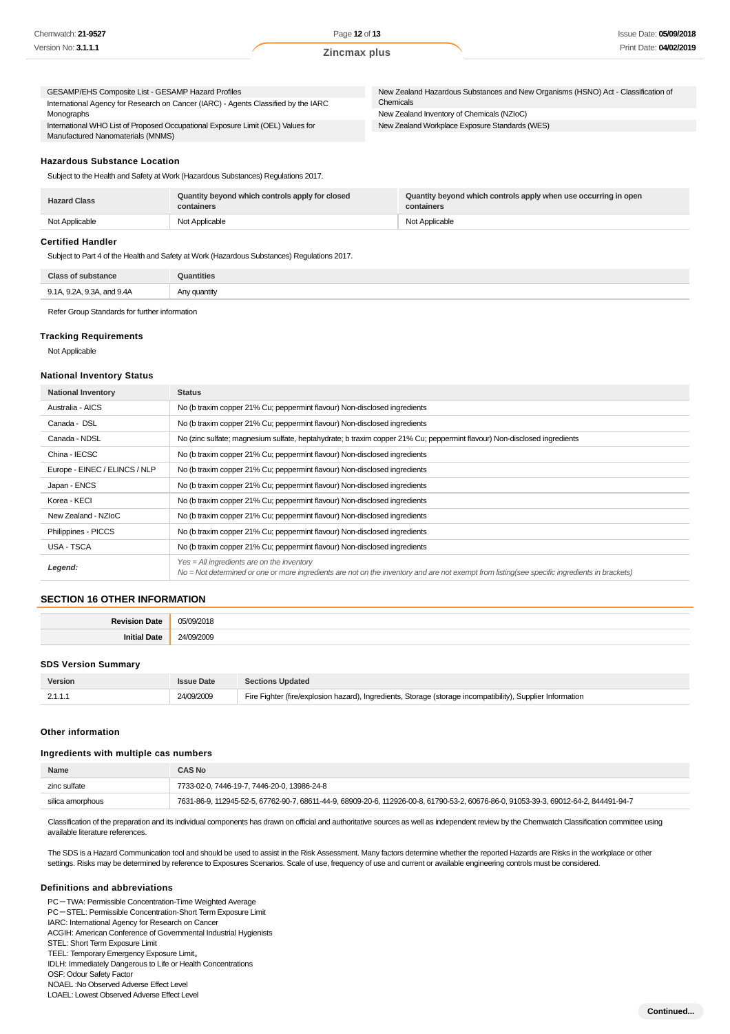| | |
|---|---|
| GESAMP/EHS Composite List - GESAMP Hazard Profiles | New Zealand Hazardous Substances and New Organisms (HSNO) Act - Classification of Chemicals |
| International Agency for Research on Cancer (IARC) - Agents Classified by the IARC Monographs | New Zealand Inventory of Chemicals (NZIoC) |
| International WHO List of Proposed Occupational Exposure Limit (OEL) Values for Manufactured Nanomaterials (MNMS) | New Zealand Workplace Exposure Standards (WES) |

### Hazardous Substance Location

Subject to the Health and Safety at Work (Hazardous Substances) Regulations 2017.

| Hazard Class | Quantity beyond which controls apply for closed containers | Quantity beyond which controls apply when use occurring in open containers |
|---|---|---|
| Not Applicable | Not Applicable | Not Applicable |

### Certified Handler

Subject to Part 4 of the Health and Safety at Work (Hazardous Substances) Regulations 2017.

| Class of substance | Quantities |
|---|---|
| 9.1A, 9.2A, 9.3A, and 9.4A | Any quantity |

Refer Group Standards for further information

### Tracking Requirements

Not Applicable

### National Inventory Status

| National Inventory | Status |
|---|---|
| Australia - AICS | No (b traxim copper 21% Cu; peppermint flavour) Non-disclosed ingredients |
| Canada - DSL | No (b traxim copper 21% Cu; peppermint flavour) Non-disclosed ingredients |
| Canada - NDSL | No (zinc sulfate; magnesium sulfate, heptahydrate; b traxim copper 21% Cu; peppermint flavour) Non-disclosed ingredients |
| China - IECSC | No (b traxim copper 21% Cu; peppermint flavour) Non-disclosed ingredients |
| Europe - EINEC / ELINCS / NLP | No (b traxim copper 21% Cu; peppermint flavour) Non-disclosed ingredients |
| Japan - ENCS | No (b traxim copper 21% Cu; peppermint flavour) Non-disclosed ingredients |
| Korea - KECI | No (b traxim copper 21% Cu; peppermint flavour) Non-disclosed ingredients |
| New Zealand - NZIoC | No (b traxim copper 21% Cu; peppermint flavour) Non-disclosed ingredients |
| Philippines - PICCS | No (b traxim copper 21% Cu; peppermint flavour) Non-disclosed ingredients |
| USA - TSCA | No (b traxim copper 21% Cu; peppermint flavour) Non-disclosed ingredients |
| ***Legend:*** | *Yes = All ingredients are on the inventory*<br>*No = Not determined or one or more ingredients are not on the inventory and are not exempt from listing(see specific ingredients in brackets)* |

## SECTION 16 OTHER INFORMATION

| | |
|---|---|
| **Revision Date** | 05/09/2018 |
| **Initial Date** | 24/09/2009 |

### SDS Version Summary

| Version | Issue Date | Sections Updated |
|---|---|---|
| 2.1.1.1 | 24/09/2009 | Fire Fighter (fire/explosion hazard), Ingredients, Storage (storage incompatibility), Supplier Information |

### Other information

### Ingredients with multiple cas numbers

| Name | CAS No |
|---|---|
| zinc sulfate | 7733-02-0, 7446-19-7, 7446-20-0, 13986-24-8 |
| silica amorphous | 7631-86-9, 112945-52-5, 67762-90-7, 68611-44-9, 68909-20-6, 112926-00-8, 61790-53-2, 60676-86-0, 91053-39-3, 69012-64-2, 844491-94-7 |

Classification of the preparation and its individual components has drawn on official and authoritative sources as well as independent review by the Chemwatch Classification committee using available literature references.

The SDS is a Hazard Communication tool and should be used to assist in the Risk Assessment. Many factors determine whether the reported Hazards are Risks in the workplace or other settings. Risks may be determined by reference to Exposures Scenarios. Scale of use, frequency of use and current or available engineering controls must be considered.

### Definitions and abbreviations

PC－TWA: Permissible Concentration-Time Weighted Average
PC－STEL: Permissible Concentration-Short Term Exposure Limit
IARC: International Agency for Research on Cancer
ACGIH: American Conference of Governmental Industrial Hygienists
STEL: Short Term Exposure Limit
TEEL: Temporary Emergency Exposure Limit。
IDLH: Immediately Dangerous to Life or Health Concentrations
OSF: Odour Safety Factor
NOAEL :No Observed Adverse Effect Level
LOAEL: Lowest Observed Adverse Effect Level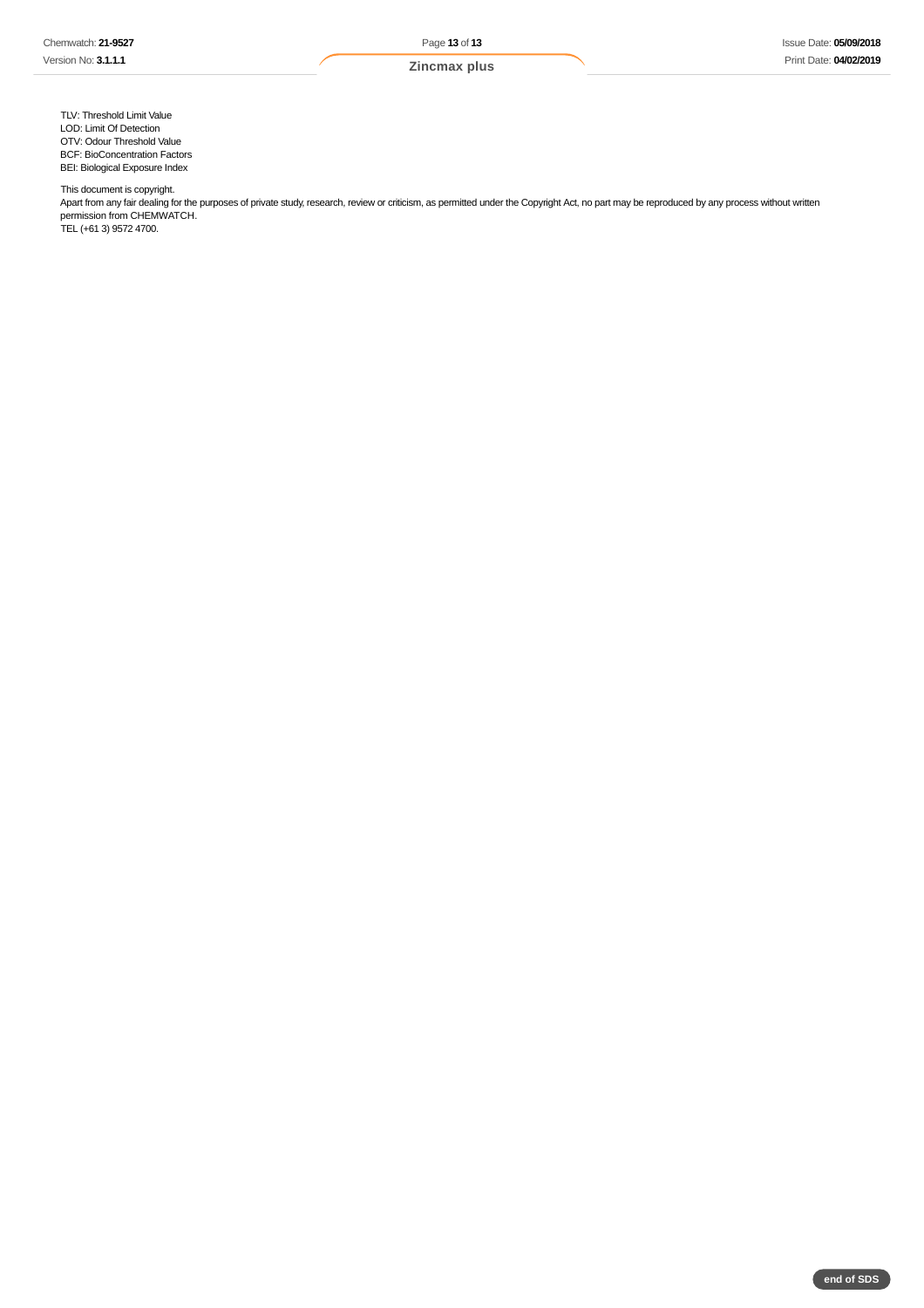TLV: Threshold Limit Value
LOD: Limit Of Detection
OTV: Odour Threshold Value
BCF: BioConcentration Factors
BEI: Biological Exposure Index

This document is copyright.
Apart from any fair dealing for the purposes of private study, research, review or criticism, as permitted under the Copyright Act, no part may be reproduced by any process without written permission from CHEMWATCH.
TEL (+61 3) 9572 4700.

**end of SDS**